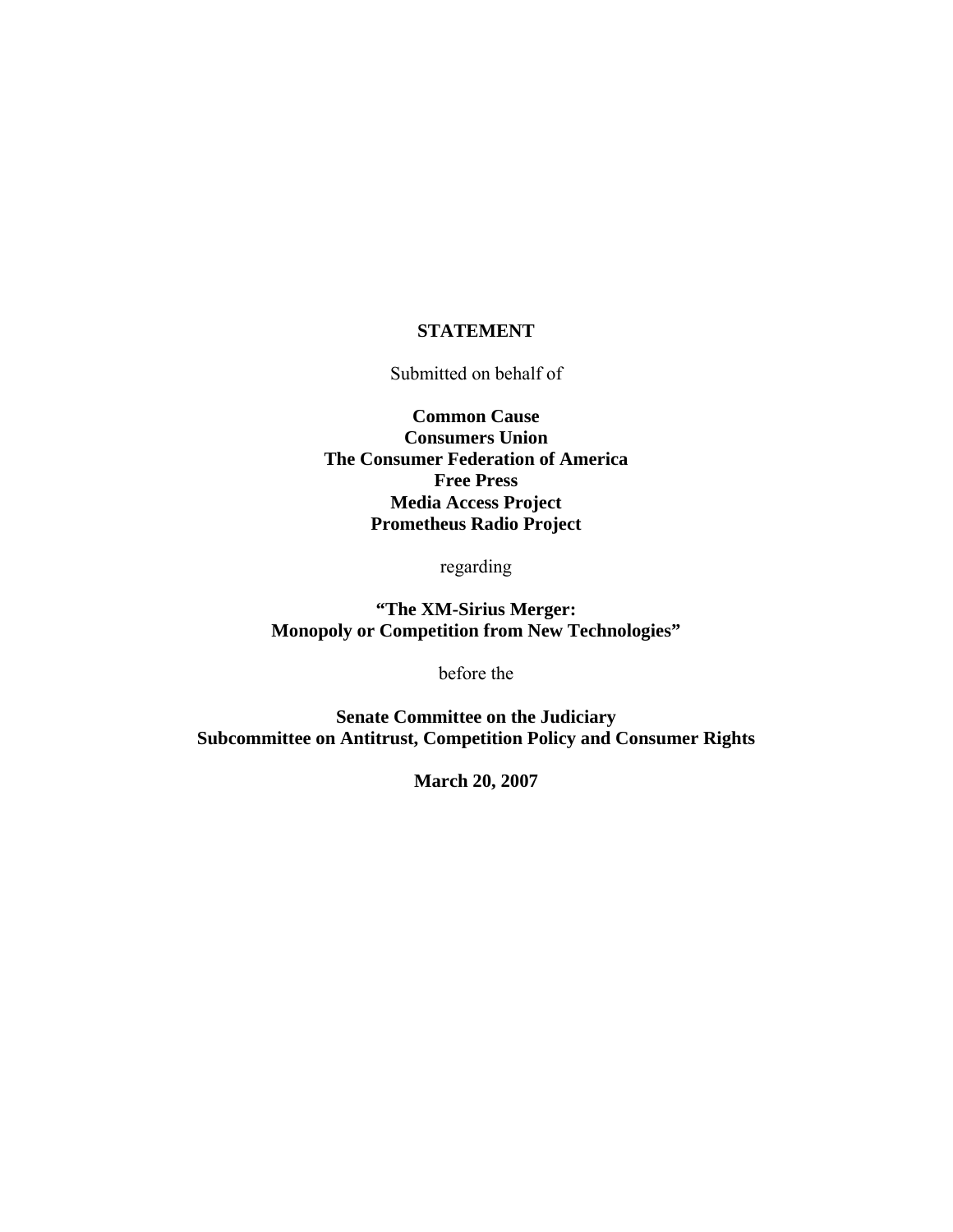**STATEMENT**

Submitted on behalf of

**Common Cause**
**Consumers Union**
**The Consumer Federation of America**
**Free Press**
**Media Access Project**
**Prometheus Radio Project**

regarding

**"The XM-Sirius Merger:**
**Monopoly or Competition from New Technologies"**

before the

**Senate Committee on the Judiciary**
**Subcommittee on Antitrust, Competition Policy and Consumer Rights**

**March 20, 2007**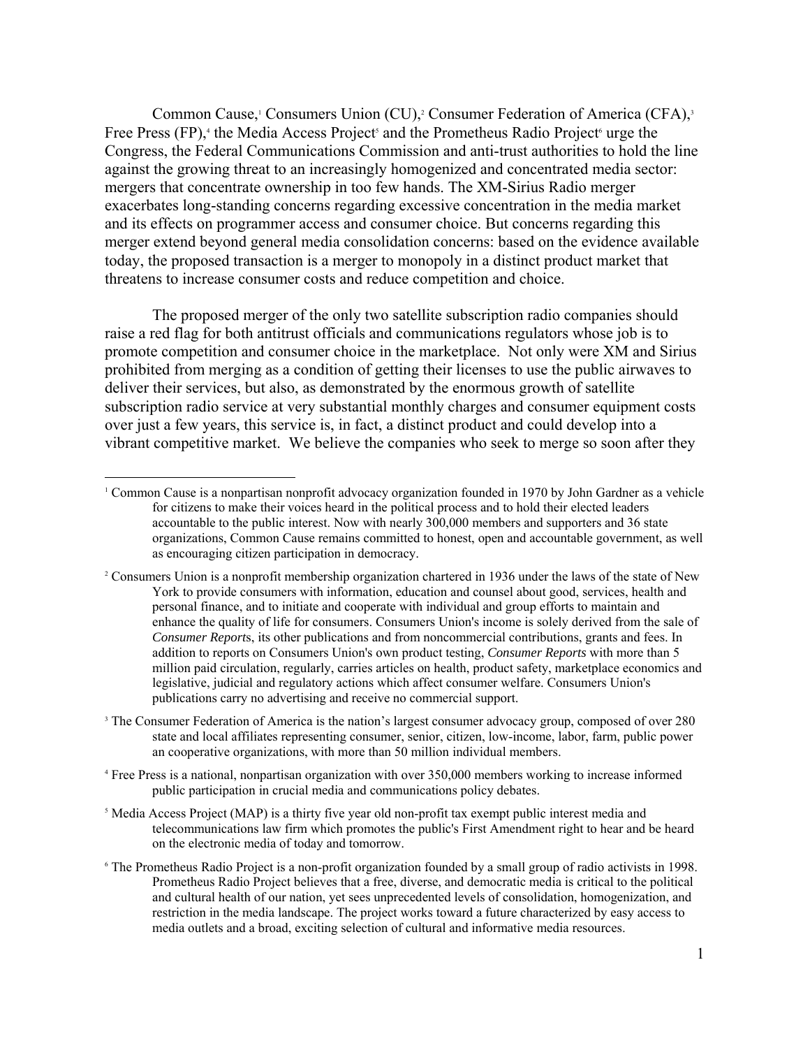Common Cause,[1] Consumers Union (CU),[2] Consumer Federation of America (CFA),[3] Free Press (FP),[4] the Media Access Project[5] and the Prometheus Radio Project[6] urge the Congress, the Federal Communications Commission and anti-trust authorities to hold the line against the growing threat to an increasingly homogenized and concentrated media sector: mergers that concentrate ownership in too few hands. The XM-Sirius Radio merger exacerbates long-standing concerns regarding excessive concentration in the media market and its effects on programmer access and consumer choice. But concerns regarding this merger extend beyond general media consolidation concerns: based on the evidence available today, the proposed transaction is a merger to monopoly in a distinct product market that threatens to increase consumer costs and reduce competition and choice.

The proposed merger of the only two satellite subscription radio companies should raise a red flag for both antitrust officials and communications regulators whose job is to promote competition and consumer choice in the marketplace. Not only were XM and Sirius prohibited from merging as a condition of getting their licenses to use the public airwaves to deliver their services, but also, as demonstrated by the enormous growth of satellite subscription radio service at very substantial monthly charges and consumer equipment costs over just a few years, this service is, in fact, a distinct product and could develop into a vibrant competitive market. We believe the companies who seek to merge so soon after they

---

[1] Common Cause is a nonpartisan nonprofit advocacy organization founded in 1970 by John Gardner as a vehicle for citizens to make their voices heard in the political process and to hold their elected leaders accountable to the public interest. Now with nearly 300,000 members and supporters and 36 state organizations, Common Cause remains committed to honest, open and accountable government, as well as encouraging citizen participation in democracy.

[2] Consumers Union is a nonprofit membership organization chartered in 1936 under the laws of the state of New York to provide consumers with information, education and counsel about good, services, health and personal finance, and to initiate and cooperate with individual and group efforts to maintain and enhance the quality of life for consumers. Consumers Union's income is solely derived from the sale of *Consumer Reports*, its other publications and from noncommercial contributions, grants and fees. In addition to reports on Consumers Union's own product testing, *Consumer Reports* with more than 5 million paid circulation, regularly, carries articles on health, product safety, marketplace economics and legislative, judicial and regulatory actions which affect consumer welfare. Consumers Union's publications carry no advertising and receive no commercial support.

[3] The Consumer Federation of America is the nation's largest consumer advocacy group, composed of over 280 state and local affiliates representing consumer, senior, citizen, low-income, labor, farm, public power an cooperative organizations, with more than 50 million individual members.

[4] Free Press is a national, nonpartisan organization with over 350,000 members working to increase informed public participation in crucial media and communications policy debates.

[5] Media Access Project (MAP) is a thirty five year old non-profit tax exempt public interest media and telecommunications law firm which promotes the public's First Amendment right to hear and be heard on the electronic media of today and tomorrow.

[6] The Prometheus Radio Project is a non-profit organization founded by a small group of radio activists in 1998. Prometheus Radio Project believes that a free, diverse, and democratic media is critical to the political and cultural health of our nation, yet sees unprecedented levels of consolidation, homogenization, and restriction in the media landscape. The project works toward a future characterized by easy access to media outlets and a broad, exciting selection of cultural and informative media resources.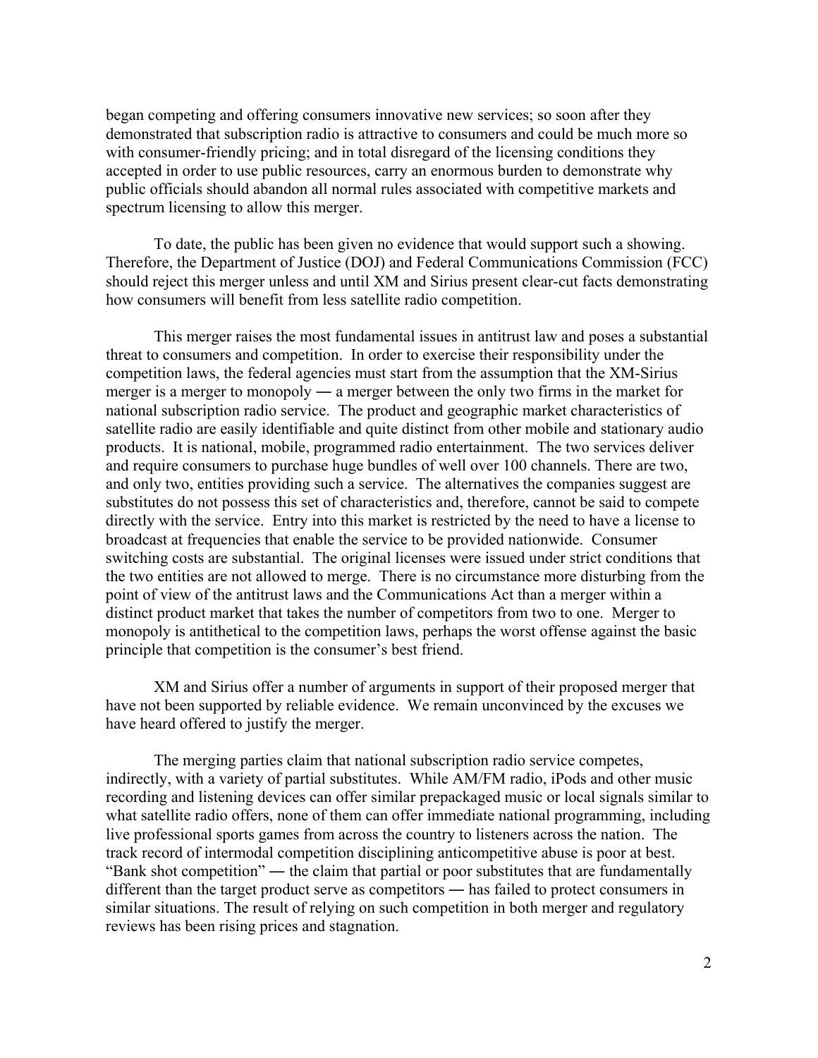began competing and offering consumers innovative new services; so soon after they demonstrated that subscription radio is attractive to consumers and could be much more so with consumer-friendly pricing; and in total disregard of the licensing conditions they accepted in order to use public resources, carry an enormous burden to demonstrate why public officials should abandon all normal rules associated with competitive markets and spectrum licensing to allow this merger.

To date, the public has been given no evidence that would support such a showing. Therefore, the Department of Justice (DOJ) and Federal Communications Commission (FCC) should reject this merger unless and until XM and Sirius present clear-cut facts demonstrating how consumers will benefit from less satellite radio competition.

This merger raises the most fundamental issues in antitrust law and poses a substantial threat to consumers and competition. In order to exercise their responsibility under the competition laws, the federal agencies must start from the assumption that the XM-Sirius merger is a merger to monopoly ― a merger between the only two firms in the market for national subscription radio service. The product and geographic market characteristics of satellite radio are easily identifiable and quite distinct from other mobile and stationary audio products. It is national, mobile, programmed radio entertainment. The two services deliver and require consumers to purchase huge bundles of well over 100 channels. There are two, and only two, entities providing such a service. The alternatives the companies suggest are substitutes do not possess this set of characteristics and, therefore, cannot be said to compete directly with the service. Entry into this market is restricted by the need to have a license to broadcast at frequencies that enable the service to be provided nationwide. Consumer switching costs are substantial. The original licenses were issued under strict conditions that the two entities are not allowed to merge. There is no circumstance more disturbing from the point of view of the antitrust laws and the Communications Act than a merger within a distinct product market that takes the number of competitors from two to one. Merger to monopoly is antithetical to the competition laws, perhaps the worst offense against the basic principle that competition is the consumer's best friend.

XM and Sirius offer a number of arguments in support of their proposed merger that have not been supported by reliable evidence. We remain unconvinced by the excuses we have heard offered to justify the merger.

The merging parties claim that national subscription radio service competes, indirectly, with a variety of partial substitutes. While AM/FM radio, iPods and other music recording and listening devices can offer similar prepackaged music or local signals similar to what satellite radio offers, none of them can offer immediate national programming, including live professional sports games from across the country to listeners across the nation. The track record of intermodal competition disciplining anticompetitive abuse is poor at best. "Bank shot competition" ― the claim that partial or poor substitutes that are fundamentally different than the target product serve as competitors ― has failed to protect consumers in similar situations. The result of relying on such competition in both merger and regulatory reviews has been rising prices and stagnation.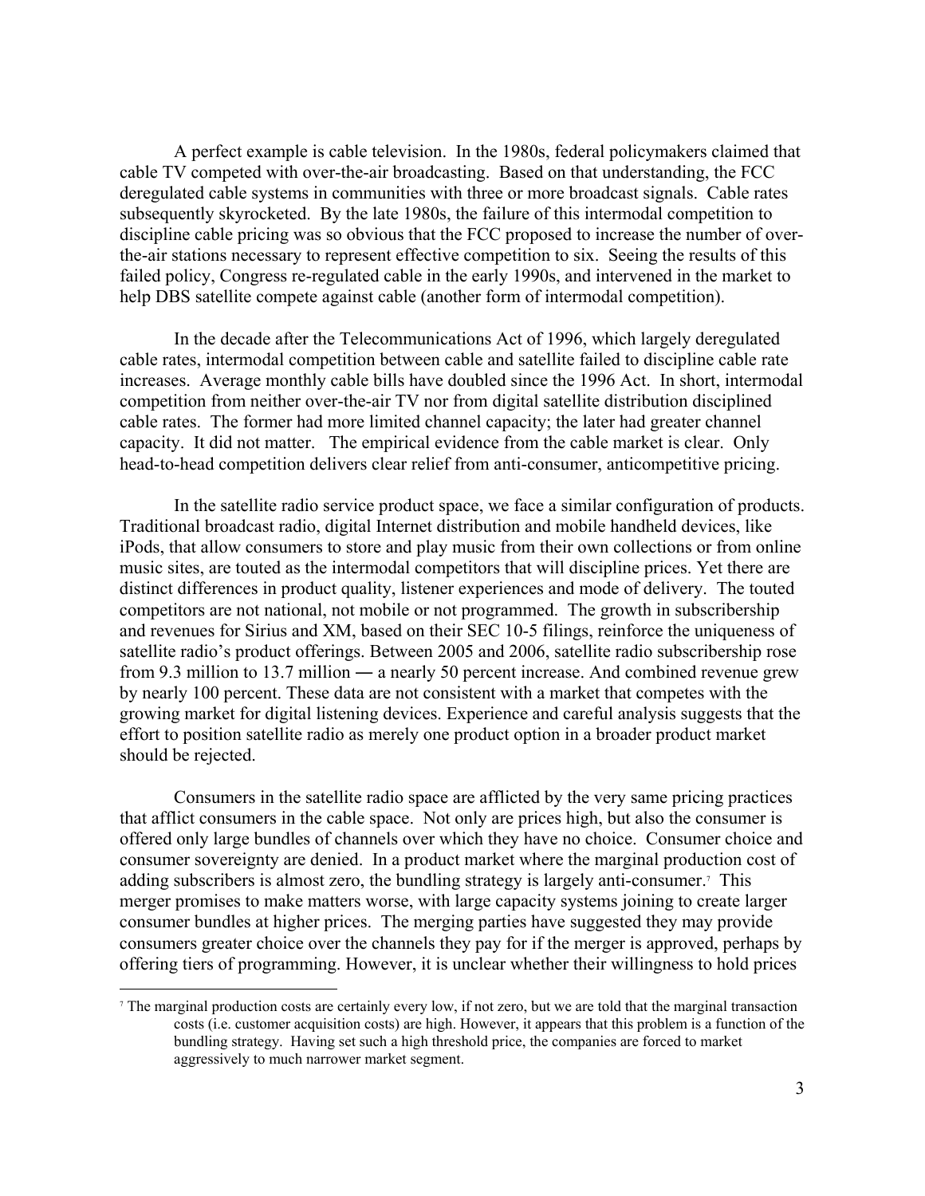A perfect example is cable television. In the 1980s, federal policymakers claimed that cable TV competed with over-the-air broadcasting. Based on that understanding, the FCC deregulated cable systems in communities with three or more broadcast signals. Cable rates subsequently skyrocketed. By the late 1980s, the failure of this intermodal competition to discipline cable pricing was so obvious that the FCC proposed to increase the number of over-the-air stations necessary to represent effective competition to six. Seeing the results of this failed policy, Congress re-regulated cable in the early 1990s, and intervened in the market to help DBS satellite compete against cable (another form of intermodal competition).

In the decade after the Telecommunications Act of 1996, which largely deregulated cable rates, intermodal competition between cable and satellite failed to discipline cable rate increases. Average monthly cable bills have doubled since the 1996 Act. In short, intermodal competition from neither over-the-air TV nor from digital satellite distribution disciplined cable rates. The former had more limited channel capacity; the later had greater channel capacity. It did not matter. The empirical evidence from the cable market is clear. Only head-to-head competition delivers clear relief from anti-consumer, anticompetitive pricing.

In the satellite radio service product space, we face a similar configuration of products. Traditional broadcast radio, digital Internet distribution and mobile handheld devices, like iPods, that allow consumers to store and play music from their own collections or from online music sites, are touted as the intermodal competitors that will discipline prices. Yet there are distinct differences in product quality, listener experiences and mode of delivery. The touted competitors are not national, not mobile or not programmed. The growth in subscribership and revenues for Sirius and XM, based on their SEC 10-5 filings, reinforce the uniqueness of satellite radio's product offerings. Between 2005 and 2006, satellite radio subscribership rose from 9.3 million to 13.7 million ― a nearly 50 percent increase. And combined revenue grew by nearly 100 percent. These data are not consistent with a market that competes with the growing market for digital listening devices. Experience and careful analysis suggests that the effort to position satellite radio as merely one product option in a broader product market should be rejected.

Consumers in the satellite radio space are afflicted by the very same pricing practices that afflict consumers in the cable space. Not only are prices high, but also the consumer is offered only large bundles of channels over which they have no choice. Consumer choice and consumer sovereignty are denied. In a product market where the marginal production cost of adding subscribers is almost zero, the bundling strategy is largely anti-consumer.[7] This merger promises to make matters worse, with large capacity systems joining to create larger consumer bundles at higher prices. The merging parties have suggested they may provide consumers greater choice over the channels they pay for if the merger is approved, perhaps by offering tiers of programming. However, it is unclear whether their willingness to hold prices

[7] The marginal production costs are certainly every low, if not zero, but we are told that the marginal transaction costs (i.e. customer acquisition costs) are high. However, it appears that this problem is a function of the bundling strategy. Having set such a high threshold price, the companies are forced to market aggressively to much narrower market segment.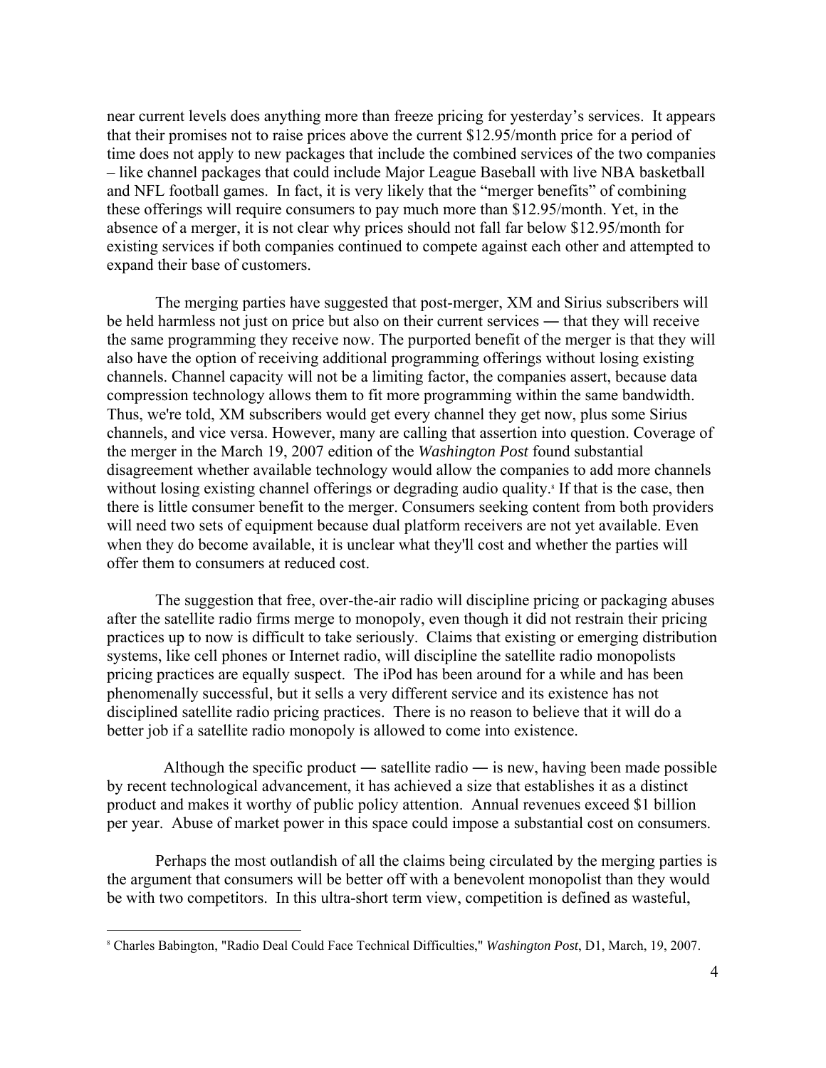near current levels does anything more than freeze pricing for yesterday's services. It appears that their promises not to raise prices above the current $12.95/month price for a period of time does not apply to new packages that include the combined services of the two companies – like channel packages that could include Major League Baseball with live NBA basketball and NFL football games. In fact, it is very likely that the "merger benefits" of combining these offerings will require consumers to pay much more than $12.95/month. Yet, in the absence of a merger, it is not clear why prices should not fall far below $12.95/month for existing services if both companies continued to compete against each other and attempted to expand their base of customers.

The merging parties have suggested that post-merger, XM and Sirius subscribers will be held harmless not just on price but also on their current services ― that they will receive the same programming they receive now. The purported benefit of the merger is that they will also have the option of receiving additional programming offerings without losing existing channels. Channel capacity will not be a limiting factor, the companies assert, because data compression technology allows them to fit more programming within the same bandwidth. Thus, we're told, XM subscribers would get every channel they get now, plus some Sirius channels, and vice versa. However, many are calling that assertion into question. Coverage of the merger in the March 19, 2007 edition of the *Washington Post* found substantial disagreement whether available technology would allow the companies to add more channels without losing existing channel offerings or degrading audio quality.[8] If that is the case, then there is little consumer benefit to the merger. Consumers seeking content from both providers will need two sets of equipment because dual platform receivers are not yet available. Even when they do become available, it is unclear what they'll cost and whether the parties will offer them to consumers at reduced cost.

The suggestion that free, over-the-air radio will discipline pricing or packaging abuses after the satellite radio firms merge to monopoly, even though it did not restrain their pricing practices up to now is difficult to take seriously. Claims that existing or emerging distribution systems, like cell phones or Internet radio, will discipline the satellite radio monopolists pricing practices are equally suspect. The iPod has been around for a while and has been phenomenally successful, but it sells a very different service and its existence has not disciplined satellite radio pricing practices. There is no reason to believe that it will do a better job if a satellite radio monopoly is allowed to come into existence.

Although the specific product ― satellite radio ― is new, having been made possible by recent technological advancement, it has achieved a size that establishes it as a distinct product and makes it worthy of public policy attention. Annual revenues exceed $1 billion per year. Abuse of market power in this space could impose a substantial cost on consumers.

Perhaps the most outlandish of all the claims being circulated by the merging parties is the argument that consumers will be better off with a benevolent monopolist than they would be with two competitors. In this ultra-short term view, competition is defined as wasteful,

---

[8] Charles Babington, "Radio Deal Could Face Technical Difficulties," *Washington Post*, D1, March, 19, 2007.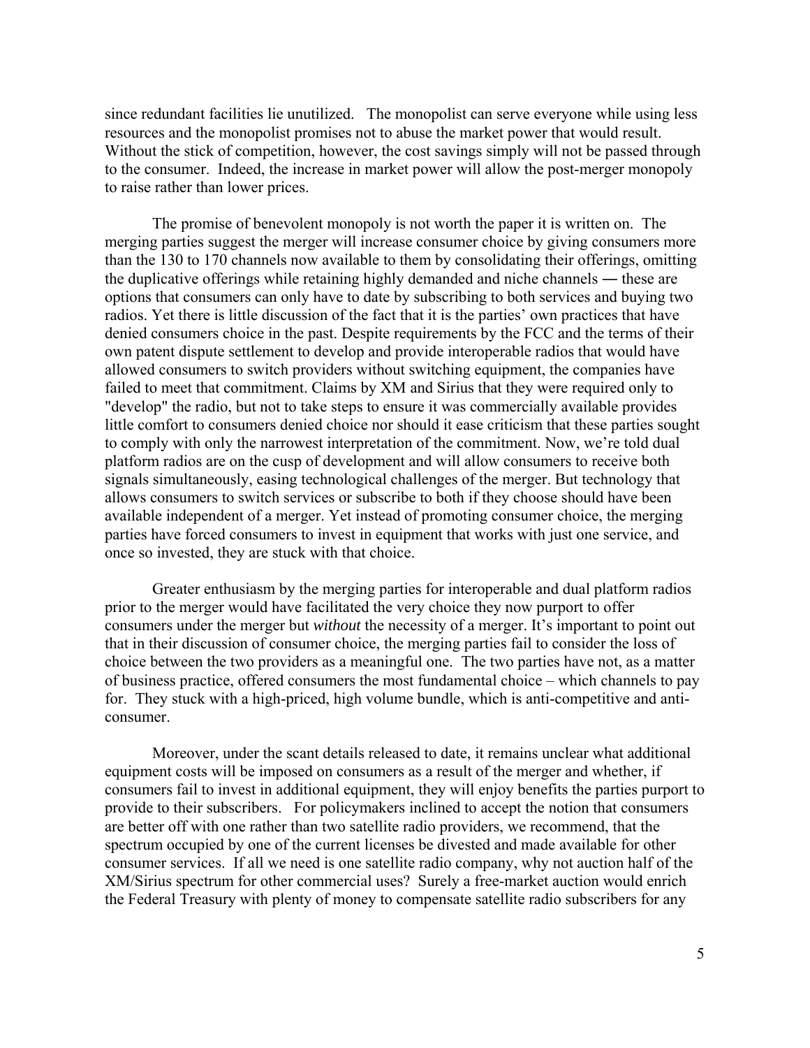since redundant facilities lie unutilized. The monopolist can serve everyone while using less resources and the monopolist promises not to abuse the market power that would result. Without the stick of competition, however, the cost savings simply will not be passed through to the consumer. Indeed, the increase in market power will allow the post-merger monopoly to raise rather than lower prices.

The promise of benevolent monopoly is not worth the paper it is written on. The merging parties suggest the merger will increase consumer choice by giving consumers more than the 130 to 170 channels now available to them by consolidating their offerings, omitting the duplicative offerings while retaining highly demanded and niche channels ― these are options that consumers can only have to date by subscribing to both services and buying two radios. Yet there is little discussion of the fact that it is the parties' own practices that have denied consumers choice in the past. Despite requirements by the FCC and the terms of their own patent dispute settlement to develop and provide interoperable radios that would have allowed consumers to switch providers without switching equipment, the companies have failed to meet that commitment. Claims by XM and Sirius that they were required only to "develop" the radio, but not to take steps to ensure it was commercially available provides little comfort to consumers denied choice nor should it ease criticism that these parties sought to comply with only the narrowest interpretation of the commitment. Now, we're told dual platform radios are on the cusp of development and will allow consumers to receive both signals simultaneously, easing technological challenges of the merger. But technology that allows consumers to switch services or subscribe to both if they choose should have been available independent of a merger. Yet instead of promoting consumer choice, the merging parties have forced consumers to invest in equipment that works with just one service, and once so invested, they are stuck with that choice.

Greater enthusiasm by the merging parties for interoperable and dual platform radios prior to the merger would have facilitated the very choice they now purport to offer consumers under the merger but *without* the necessity of a merger. It's important to point out that in their discussion of consumer choice, the merging parties fail to consider the loss of choice between the two providers as a meaningful one. The two parties have not, as a matter of business practice, offered consumers the most fundamental choice – which channels to pay for. They stuck with a high-priced, high volume bundle, which is anti-competitive and anti-consumer.

Moreover, under the scant details released to date, it remains unclear what additional equipment costs will be imposed on consumers as a result of the merger and whether, if consumers fail to invest in additional equipment, they will enjoy benefits the parties purport to provide to their subscribers. For policymakers inclined to accept the notion that consumers are better off with one rather than two satellite radio providers, we recommend, that the spectrum occupied by one of the current licenses be divested and made available for other consumer services. If all we need is one satellite radio company, why not auction half of the XM/Sirius spectrum for other commercial uses? Surely a free-market auction would enrich the Federal Treasury with plenty of money to compensate satellite radio subscribers for any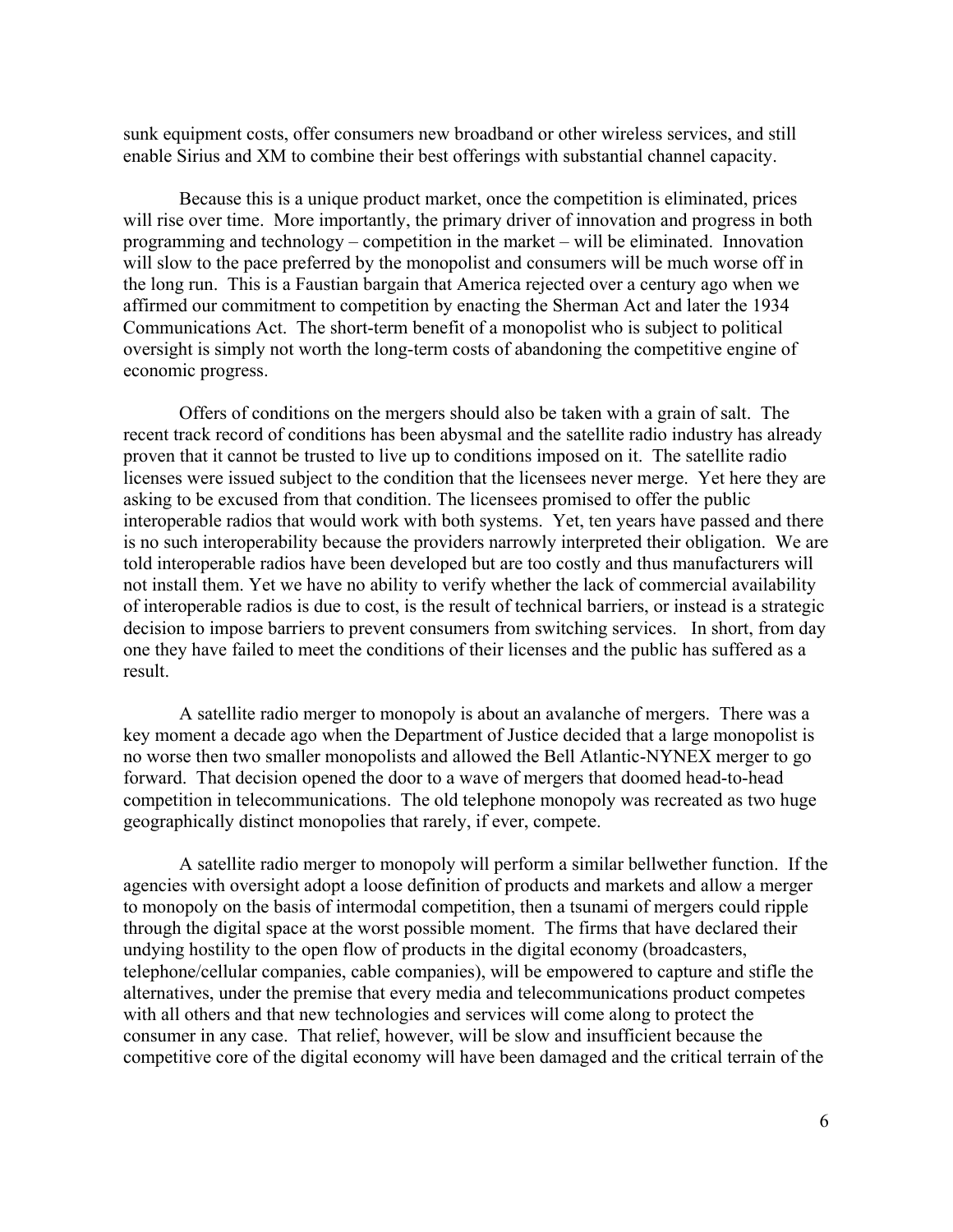sunk equipment costs, offer consumers new broadband or other wireless services, and still enable Sirius and XM to combine their best offerings with substantial channel capacity.

Because this is a unique product market, once the competition is eliminated, prices will rise over time. More importantly, the primary driver of innovation and progress in both programming and technology – competition in the market – will be eliminated. Innovation will slow to the pace preferred by the monopolist and consumers will be much worse off in the long run. This is a Faustian bargain that America rejected over a century ago when we affirmed our commitment to competition by enacting the Sherman Act and later the 1934 Communications Act. The short-term benefit of a monopolist who is subject to political oversight is simply not worth the long-term costs of abandoning the competitive engine of economic progress.

Offers of conditions on the mergers should also be taken with a grain of salt. The recent track record of conditions has been abysmal and the satellite radio industry has already proven that it cannot be trusted to live up to conditions imposed on it. The satellite radio licenses were issued subject to the condition that the licensees never merge. Yet here they are asking to be excused from that condition. The licensees promised to offer the public interoperable radios that would work with both systems. Yet, ten years have passed and there is no such interoperability because the providers narrowly interpreted their obligation. We are told interoperable radios have been developed but are too costly and thus manufacturers will not install them. Yet we have no ability to verify whether the lack of commercial availability of interoperable radios is due to cost, is the result of technical barriers, or instead is a strategic decision to impose barriers to prevent consumers from switching services. In short, from day one they have failed to meet the conditions of their licenses and the public has suffered as a result.

A satellite radio merger to monopoly is about an avalanche of mergers. There was a key moment a decade ago when the Department of Justice decided that a large monopolist is no worse then two smaller monopolists and allowed the Bell Atlantic-NYNEX merger to go forward. That decision opened the door to a wave of mergers that doomed head-to-head competition in telecommunications. The old telephone monopoly was recreated as two huge geographically distinct monopolies that rarely, if ever, compete.

A satellite radio merger to monopoly will perform a similar bellwether function. If the agencies with oversight adopt a loose definition of products and markets and allow a merger to monopoly on the basis of intermodal competition, then a tsunami of mergers could ripple through the digital space at the worst possible moment. The firms that have declared their undying hostility to the open flow of products in the digital economy (broadcasters, telephone/cellular companies, cable companies), will be empowered to capture and stifle the alternatives, under the premise that every media and telecommunications product competes with all others and that new technologies and services will come along to protect the consumer in any case. That relief, however, will be slow and insufficient because the competitive core of the digital economy will have been damaged and the critical terrain of the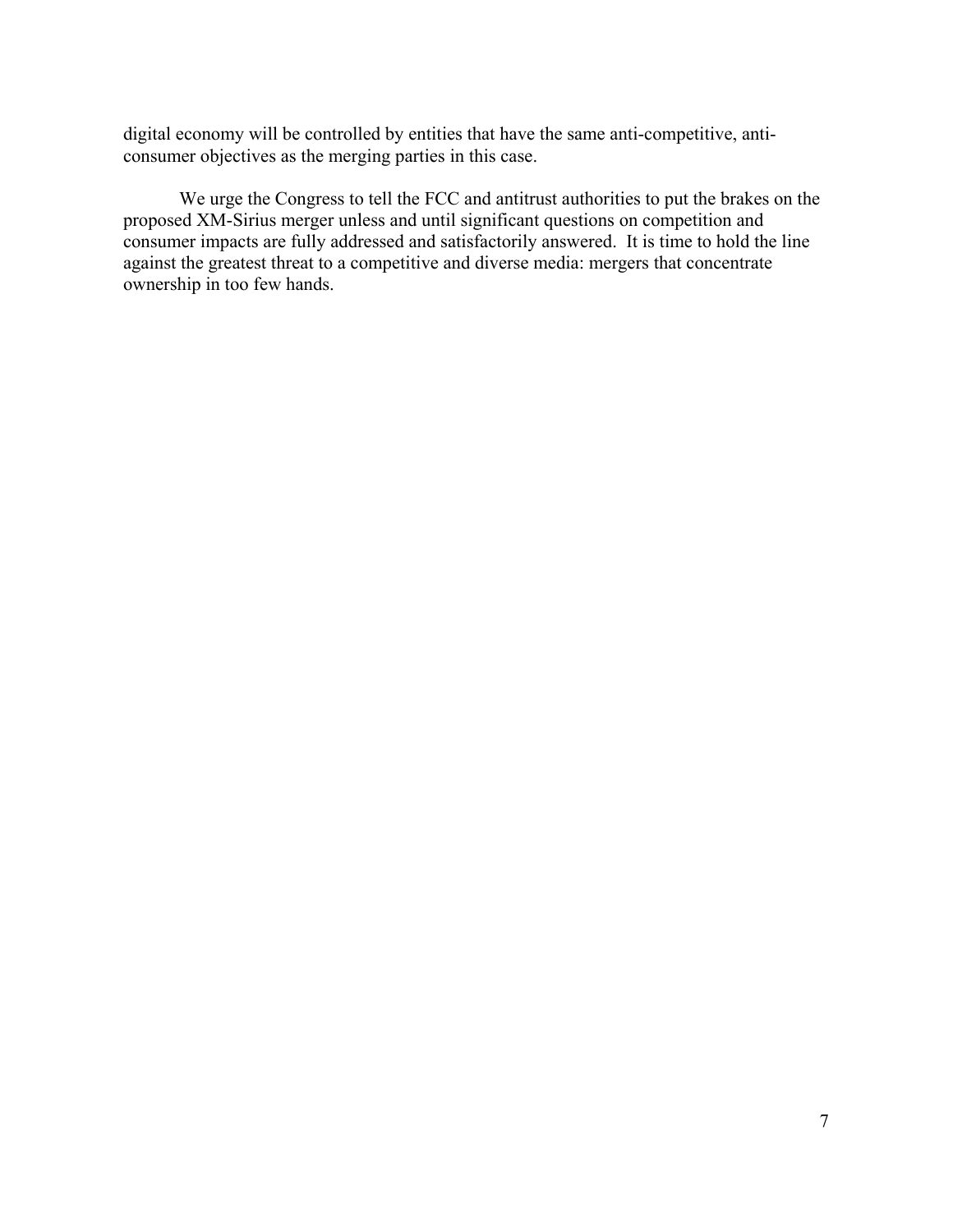digital economy will be controlled by entities that have the same anti-competitive, anti-consumer objectives as the merging parties in this case.

We urge the Congress to tell the FCC and antitrust authorities to put the brakes on the proposed XM-Sirius merger unless and until significant questions on competition and consumer impacts are fully addressed and satisfactorily answered. It is time to hold the line against the greatest threat to a competitive and diverse media: mergers that concentrate ownership in too few hands.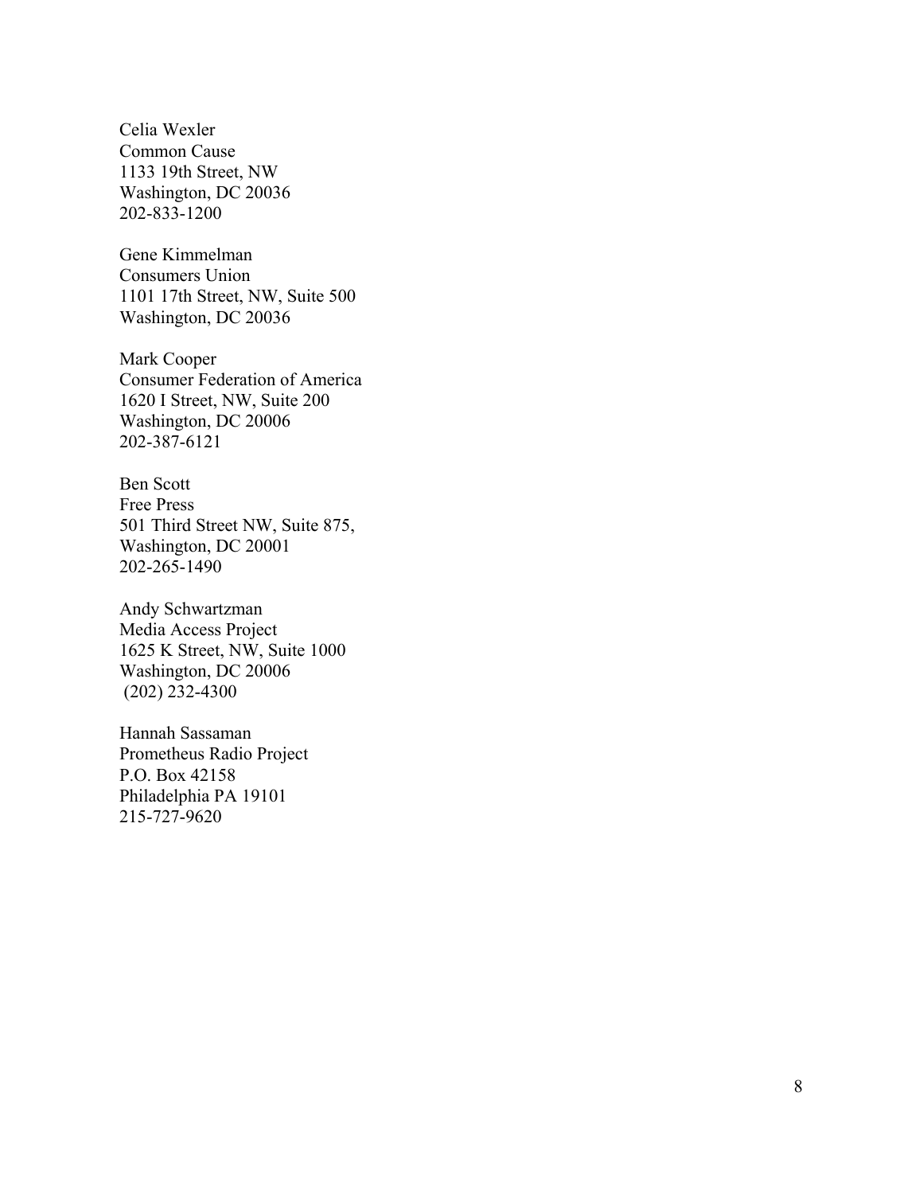Celia Wexler  
Common Cause  
1133 19th Street, NW  
Washington, DC 20036  
202-833-1200

Gene Kimmelman  
Consumers Union  
1101 17th Street, NW, Suite 500  
Washington, DC 20036

Mark Cooper  
Consumer Federation of America  
1620 I Street, NW, Suite 200  
Washington, DC 20006  
202-387-6121

Ben Scott  
Free Press  
501 Third Street NW, Suite 875,  
Washington, DC 20001  
202-265-1490

Andy Schwartzman  
Media Access Project  
1625 K Street, NW, Suite 1000  
Washington, DC 20006  
(202) 232-4300

Hannah Sassaman  
Prometheus Radio Project  
P.O. Box 42158  
Philadelphia PA 19101  
215-727-9620